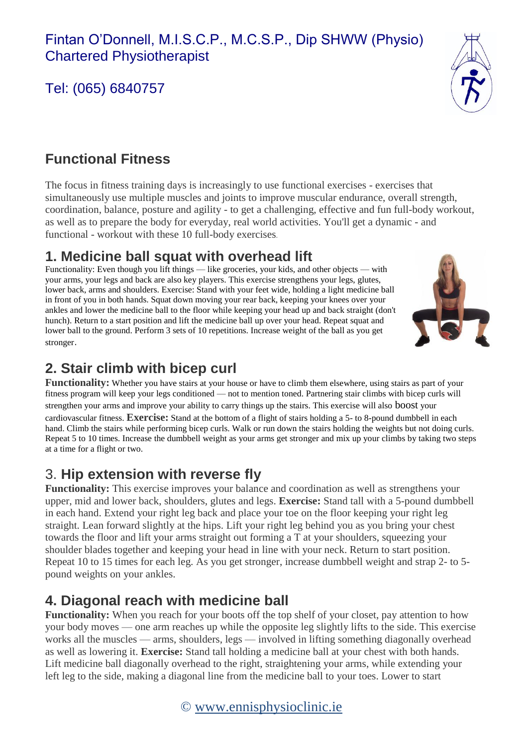Fintan O'Donnell, M.I.S.C.P., M.C.S.P., Dip SHWW (Physio)
Chartered Physiotherapist

Tel: (065) 6840757

## Functional Fitness

The focus in fitness training days is increasingly to use functional exercises - exercises that simultaneously use multiple muscles and joints to improve muscular endurance, overall strength, coordination, balance, posture and agility - to get a challenging, effective and fun full-body workout, as well as to prepare the body for everyday, real world activities. You'll get a dynamic - and functional - workout with these 10 full-body exercises.

### 1. Medicine ball squat with overhead lift

Functionality: Even though you lift things — like groceries, your kids, and other objects — with your arms, your legs and back are also key players. This exercise strengthens your legs, glutes, lower back, arms and shoulders. Exercise: Stand with your feet wide, holding a light medicine ball in front of you in both hands. Squat down moving your rear back, keeping your knees over your ankles and lower the medicine ball to the floor while keeping your head up and back straight (don't hunch). Return to a start position and lift the medicine ball up over your head. Repeat squat and lower ball to the ground. Perform 3 sets of 10 repetitions. Increase weight of the ball as you get stronger.

### 2. Stair climb with bicep curl

**Functionality:** Whether you have stairs at your house or have to climb them elsewhere, using stairs as part of your fitness program will keep your legs conditioned — not to mention toned. Partnering stair climbs with bicep curls will strengthen your arms and improve your ability to carry things up the stairs. This exercise will also boost your cardiovascular fitness. **Exercise:** Stand at the bottom of a flight of stairs holding a 5- to 8-pound dumbbell in each hand. Climb the stairs while performing bicep curls. Walk or run down the stairs holding the weights but not doing curls. Repeat 5 to 10 times. Increase the dumbbell weight as your arms get stronger and mix up your climbs by taking two steps at a time for a flight or two.

### 3. Hip extension with reverse fly

**Functionality:** This exercise improves your balance and coordination as well as strengthens your upper, mid and lower back, shoulders, glutes and legs. **Exercise:** Stand tall with a 5-pound dumbbell in each hand. Extend your right leg back and place your toe on the floor keeping your right leg straight. Lean forward slightly at the hips. Lift your right leg behind you as you bring your chest towards the floor and lift your arms straight out forming a T at your shoulders, squeezing your shoulder blades together and keeping your head in line with your neck. Return to start position. Repeat 10 to 15 times for each leg. As you get stronger, increase dumbbell weight and strap 2- to 5-pound weights on your ankles.

### 4. Diagonal reach with medicine ball

**Functionality:** When you reach for your boots off the top shelf of your closet, pay attention to how your body moves — one arm reaches up while the opposite leg slightly lifts to the side. This exercise works all the muscles — arms, shoulders, legs — involved in lifting something diagonally overhead as well as lowering it. **Exercise:** Stand tall holding a medicine ball at your chest with both hands. Lift medicine ball diagonally overhead to the right, straightening your arms, while extending your left leg to the side, making a diagonal line from the medicine ball to your toes. Lower to start

© www.ennisphysioclinic.ie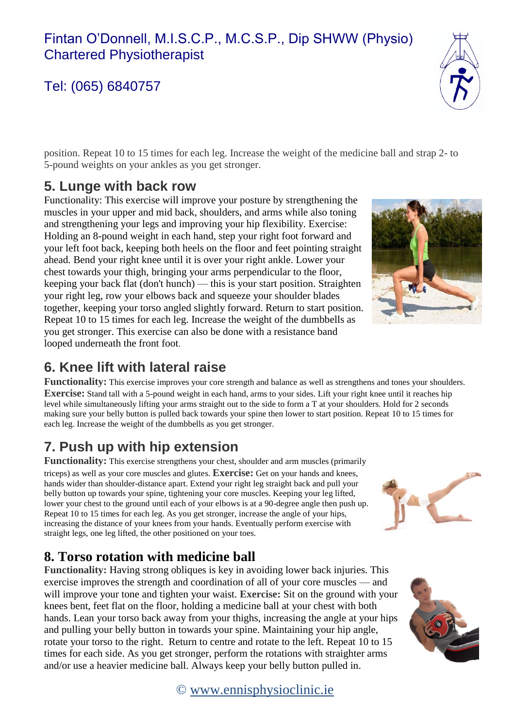position. Repeat 10 to 15 times for each leg. Increase the weight of the medicine ball and strap 2- to 5-pound weights on your ankles as you get stronger.

## 5. Lunge with back row

Functionality: This exercise will improve your posture by strengthening the muscles in your upper and mid back, shoulders, and arms while also toning and strengthening your legs and improving your hip flexibility. Exercise: Holding an 8-pound weight in each hand, step your right foot forward and your left foot back, keeping both heels on the floor and feet pointing straight ahead. Bend your right knee until it is over your right ankle. Lower your chest towards your thigh, bringing your arms perpendicular to the floor, keeping your back flat (don't hunch) — this is your start position. Straighten your right leg, row your elbows back and squeeze your shoulder blades together, keeping your torso angled slightly forward. Return to start position. Repeat 10 to 15 times for each leg. Increase the weight of the dumbbells as you get stronger. This exercise can also be done with a resistance band looped underneath the front foot.

## 6. Knee lift with lateral raise

**Functionality:** This exercise improves your core strength and balance as well as strengthens and tones your shoulders. **Exercise:** Stand tall with a 5-pound weight in each hand, arms to your sides. Lift your right knee until it reaches hip level while simultaneously lifting your arms straight out to the side to form a T at your shoulders. Hold for 2 seconds making sure your belly button is pulled back towards your spine then lower to start position. Repeat 10 to 15 times for each leg. Increase the weight of the dumbbells as you get stronger.

## 7. Push up with hip extension

**Functionality:** This exercise strengthens your chest, shoulder and arm muscles (primarily triceps) as well as your core muscles and glutes. **Exercise:** Get on your hands and knees, hands wider than shoulder-distance apart. Extend your right leg straight back and pull your belly button up towards your spine, tightening your core muscles. Keeping your leg lifted, lower your chest to the ground until each of your elbows is at a 90-degree angle then push up. Repeat 10 to 15 times for each leg. As you get stronger, increase the angle of your hips, increasing the distance of your knees from your hands. Eventually perform exercise with straight legs, one leg lifted, the other positioned on your toes.

## 8. Torso rotation with medicine ball

**Functionality:** Having strong obliques is key in avoiding lower back injuries. This exercise improves the strength and coordination of all of your core muscles — and will improve your tone and tighten your waist. **Exercise:** Sit on the ground with your knees bent, feet flat on the floor, holding a medicine ball at your chest with both hands. Lean your torso back away from your thighs, increasing the angle at your hips and pulling your belly button in towards your spine. Maintaining your hip angle, rotate your torso to the right. Return to centre and rotate to the left. Repeat 10 to 15 times for each side. As you get stronger, perform the rotations with straighter arms and/or use a heavier medicine ball. Always keep your belly button pulled in.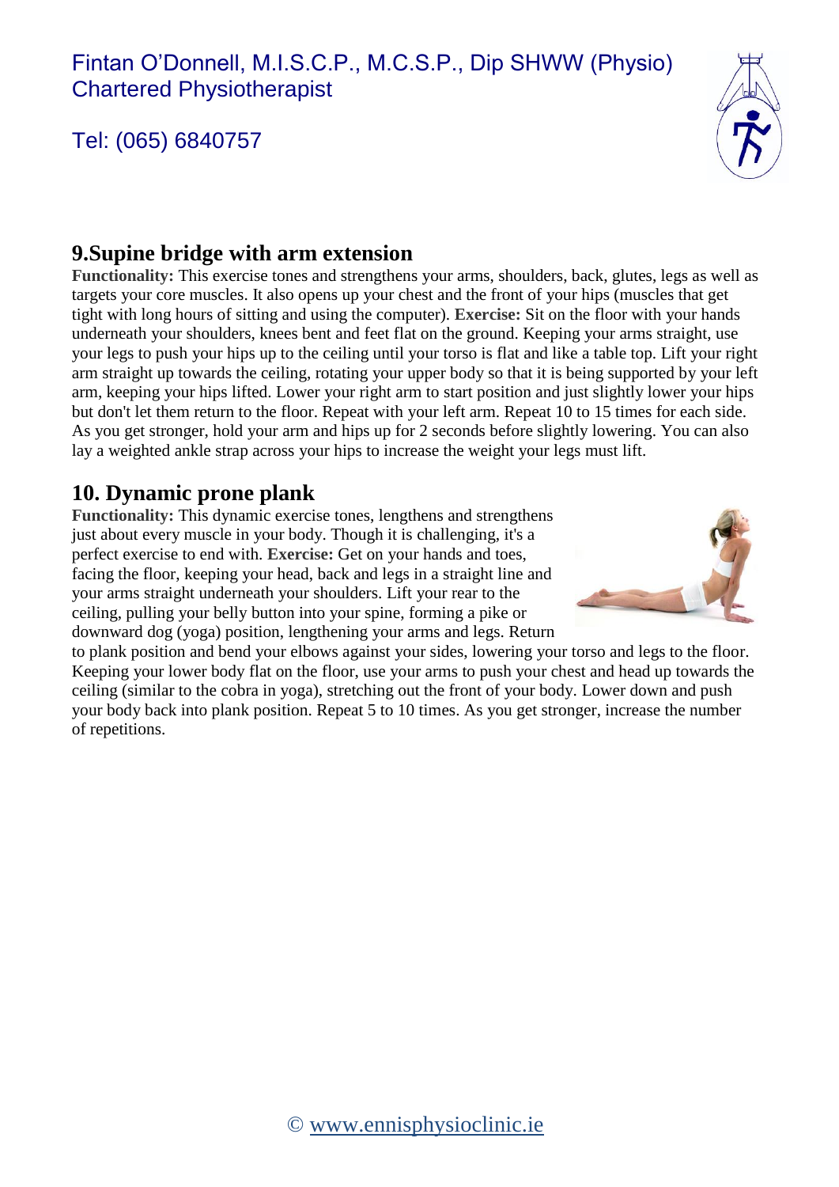## 9.Supine bridge with arm extension

**Functionality:** This exercise tones and strengthens your arms, shoulders, back, glutes, legs as well as targets your core muscles. It also opens up your chest and the front of your hips (muscles that get tight with long hours of sitting and using the computer). **Exercise:** Sit on the floor with your hands underneath your shoulders, knees bent and feet flat on the ground. Keeping your arms straight, use your legs to push your hips up to the ceiling until your torso is flat and like a table top. Lift your right arm straight up towards the ceiling, rotating your upper body so that it is being supported by your left arm, keeping your hips lifted. Lower your right arm to start position and just slightly lower your hips but don't let them return to the floor. Repeat with your left arm. Repeat 10 to 15 times for each side. As you get stronger, hold your arm and hips up for 2 seconds before slightly lowering. You can also lay a weighted ankle strap across your hips to increase the weight your legs must lift.

## 10. Dynamic prone plank

**Functionality:** This dynamic exercise tones, lengthens and strengthens just about every muscle in your body. Though it is challenging, it's a perfect exercise to end with. **Exercise:** Get on your hands and toes, facing the floor, keeping your head, back and legs in a straight line and your arms straight underneath your shoulders. Lift your rear to the ceiling, pulling your belly button into your spine, forming a pike or downward dog (yoga) position, lengthening your arms and legs. Return to plank position and bend your elbows against your sides, lowering your torso and legs to the floor. Keeping your lower body flat on the floor, use your arms to push your chest and head up towards the ceiling (similar to the cobra in yoga), stretching out the front of your body. Lower down and push your body back into plank position. Repeat 5 to 10 times. As you get stronger, increase the number of repetitions.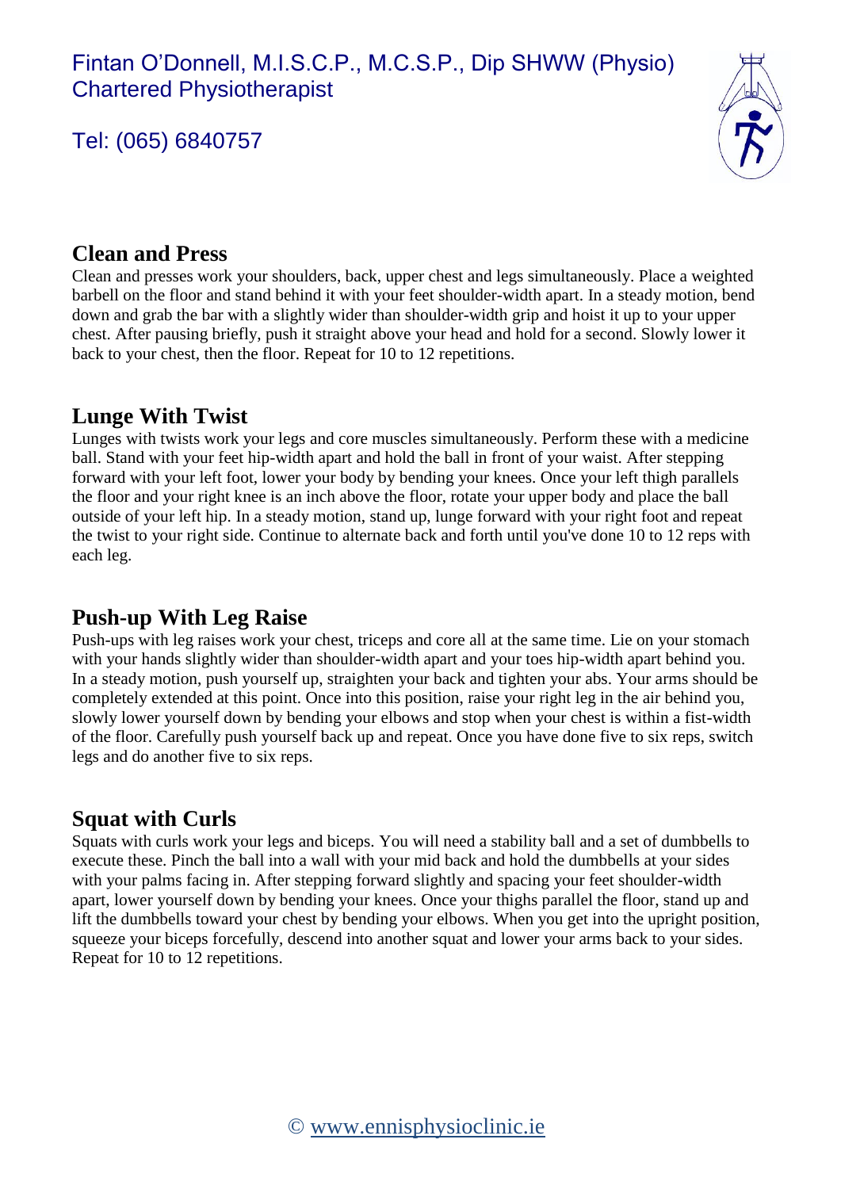## Clean and Press

Clean and presses work your shoulders, back, upper chest and legs simultaneously. Place a weighted barbell on the floor and stand behind it with your feet shoulder-width apart. In a steady motion, bend down and grab the bar with a slightly wider than shoulder-width grip and hoist it up to your upper chest. After pausing briefly, push it straight above your head and hold for a second. Slowly lower it back to your chest, then the floor. Repeat for 10 to 12 repetitions.

## Lunge With Twist

Lunges with twists work your legs and core muscles simultaneously. Perform these with a medicine ball. Stand with your feet hip-width apart and hold the ball in front of your waist. After stepping forward with your left foot, lower your body by bending your knees. Once your left thigh parallels the floor and your right knee is an inch above the floor, rotate your upper body and place the ball outside of your left hip. In a steady motion, stand up, lunge forward with your right foot and repeat the twist to your right side. Continue to alternate back and forth until you've done 10 to 12 reps with each leg.

## Push-up With Leg Raise

Push-ups with leg raises work your chest, triceps and core all at the same time. Lie on your stomach with your hands slightly wider than shoulder-width apart and your toes hip-width apart behind you. In a steady motion, push yourself up, straighten your back and tighten your abs. Your arms should be completely extended at this point. Once into this position, raise your right leg in the air behind you, slowly lower yourself down by bending your elbows and stop when your chest is within a fist-width of the floor. Carefully push yourself back up and repeat. Once you have done five to six reps, switch legs and do another five to six reps.

## Squat with Curls

Squats with curls work your legs and biceps. You will need a stability ball and a set of dumbbells to execute these. Pinch the ball into a wall with your mid back and hold the dumbbells at your sides with your palms facing in. After stepping forward slightly and spacing your feet shoulder-width apart, lower yourself down by bending your knees. Once your thighs parallel the floor, stand up and lift the dumbbells toward your chest by bending your elbows. When you get into the upright position, squeeze your biceps forcefully, descend into another squat and lower your arms back to your sides. Repeat for 10 to 12 repetitions.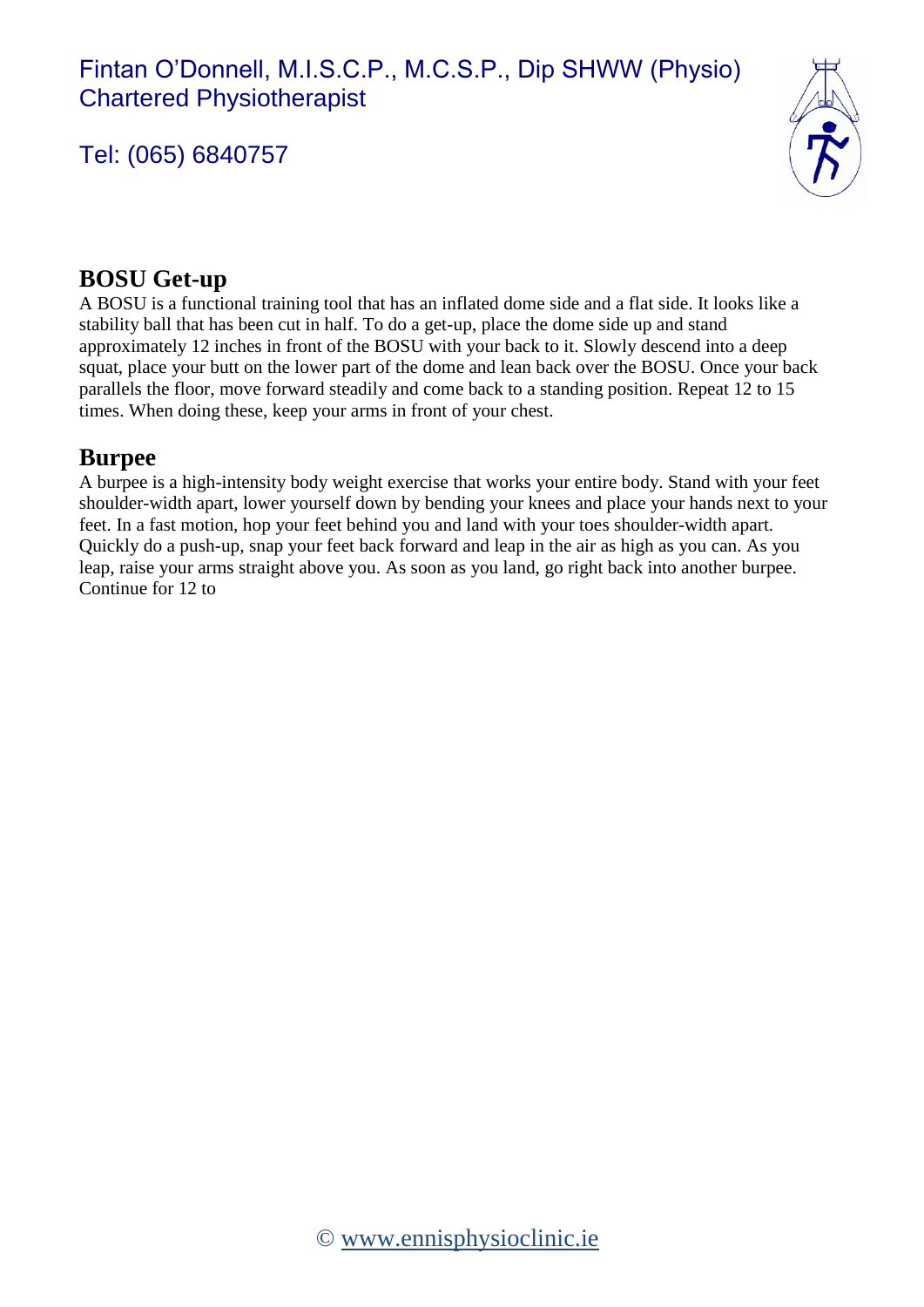## BOSU Get-up

A BOSU is a functional training tool that has an inflated dome side and a flat side. It looks like a stability ball that has been cut in half. To do a get-up, place the dome side up and stand approximately 12 inches in front of the BOSU with your back to it. Slowly descend into a deep squat, place your butt on the lower part of the dome and lean back over the BOSU. Once your back parallels the floor, move forward steadily and come back to a standing position. Repeat 12 to 15 times. When doing these, keep your arms in front of your chest.

## Burpee

A burpee is a high-intensity body weight exercise that works your entire body. Stand with your feet shoulder-width apart, lower yourself down by bending your knees and place your hands next to your feet. In a fast motion, hop your feet behind you and land with your toes shoulder-width apart. Quickly do a push-up, snap your feet back forward and leap in the air as high as you can. As you leap, raise your arms straight above you. As soon as you land, go right back into another burpee. Continue for 12 to